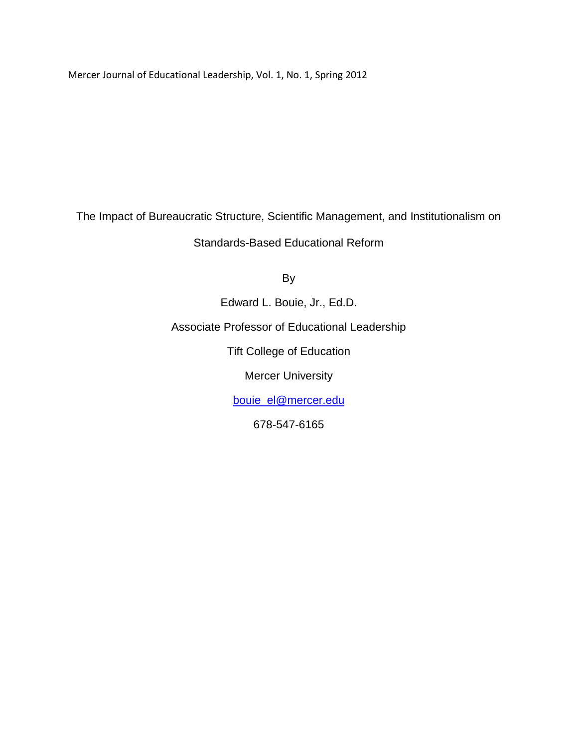# The Impact of Bureaucratic Structure, Scientific Management, and Institutionalism on Standards-Based Educational Reform

By

Edward L. Bouie, Jr., Ed.D.

Associate Professor of Educational Leadership

Tift College of Education

Mercer University

bouie_el@mercer.edu

678-547-6165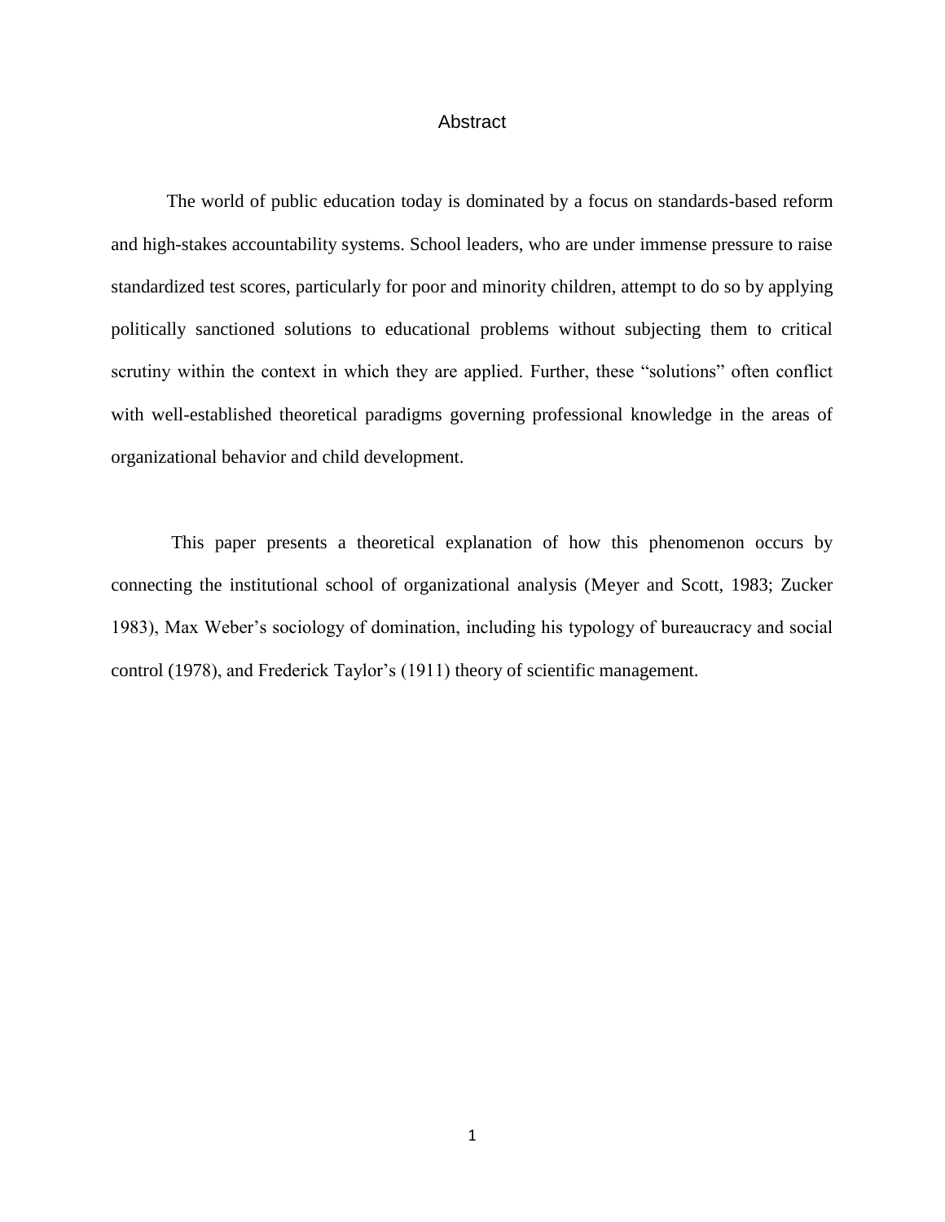# Abstract

The world of public education today is dominated by a focus on standards-based reform and high-stakes accountability systems. School leaders, who are under immense pressure to raise standardized test scores, particularly for poor and minority children, attempt to do so by applying politically sanctioned solutions to educational problems without subjecting them to critical scrutiny within the context in which they are applied. Further, these "solutions" often conflict with well-established theoretical paradigms governing professional knowledge in the areas of organizational behavior and child development.

This paper presents a theoretical explanation of how this phenomenon occurs by connecting the institutional school of organizational analysis (Meyer and Scott, 1983; Zucker 1983), Max Weber's sociology of domination, including his typology of bureaucracy and social control (1978), and Frederick Taylor's (1911) theory of scientific management.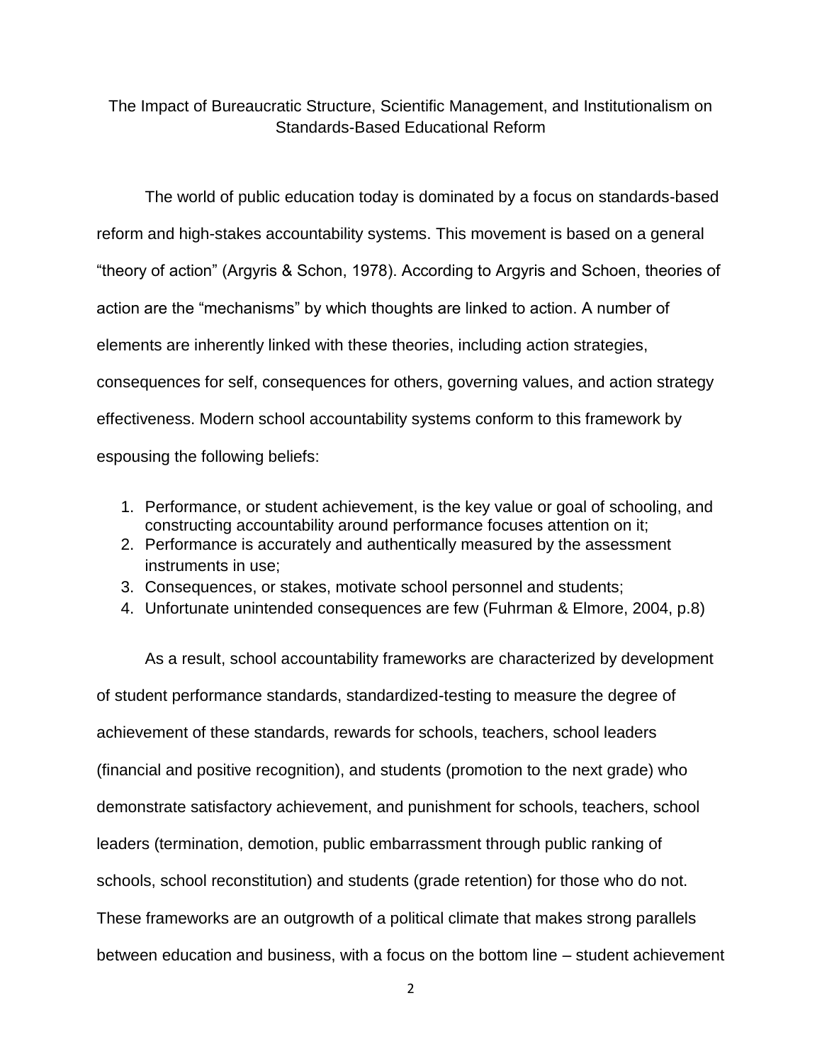The Impact of Bureaucratic Structure, Scientific Management, and Institutionalism on Standards-Based Educational Reform

The world of public education today is dominated by a focus on standards-based reform and high-stakes accountability systems. This movement is based on a general "theory of action" (Argyris & Schon, 1978). According to Argyris and Schoen, theories of action are the "mechanisms" by which thoughts are linked to action. A number of elements are inherently linked with these theories, including action strategies, consequences for self, consequences for others, governing values, and action strategy effectiveness. Modern school accountability systems conform to this framework by espousing the following beliefs:

1. Performance, or student achievement, is the key value or goal of schooling, and constructing accountability around performance focuses attention on it;
2. Performance is accurately and authentically measured by the assessment instruments in use;
3. Consequences, or stakes, motivate school personnel and students;
4. Unfortunate unintended consequences are few (Fuhrman & Elmore, 2004, p.8)

As a result, school accountability frameworks are characterized by development of student performance standards, standardized-testing to measure the degree of achievement of these standards, rewards for schools, teachers, school leaders (financial and positive recognition), and students (promotion to the next grade) who demonstrate satisfactory achievement, and punishment for schools, teachers, school leaders (termination, demotion, public embarrassment through public ranking of schools, school reconstitution) and students (grade retention) for those who do not. These frameworks are an outgrowth of a political climate that makes strong parallels between education and business, with a focus on the bottom line – student achievement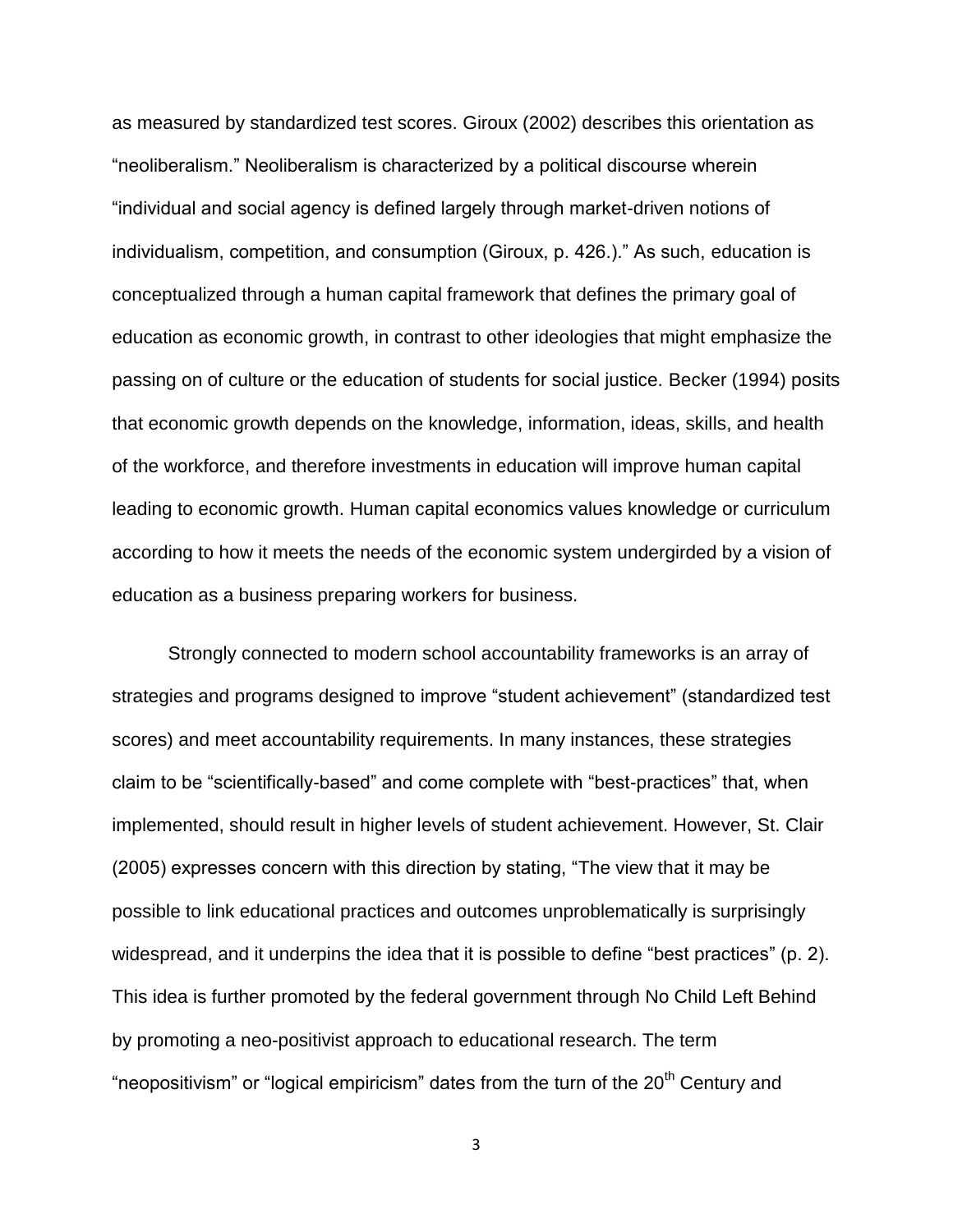as measured by standardized test scores. Giroux (2002) describes this orientation as "neoliberalism." Neoliberalism is characterized by a political discourse wherein "individual and social agency is defined largely through market-driven notions of individualism, competition, and consumption (Giroux, p. 426.)." As such, education is conceptualized through a human capital framework that defines the primary goal of education as economic growth, in contrast to other ideologies that might emphasize the passing on of culture or the education of students for social justice. Becker (1994) posits that economic growth depends on the knowledge, information, ideas, skills, and health of the workforce, and therefore investments in education will improve human capital leading to economic growth. Human capital economics values knowledge or curriculum according to how it meets the needs of the economic system undergirded by a vision of education as a business preparing workers for business.

Strongly connected to modern school accountability frameworks is an array of strategies and programs designed to improve "student achievement" (standardized test scores) and meet accountability requirements. In many instances, these strategies claim to be "scientifically-based" and come complete with "best-practices" that, when implemented, should result in higher levels of student achievement. However, St. Clair (2005) expresses concern with this direction by stating, "The view that it may be possible to link educational practices and outcomes unproblematically is surprisingly widespread, and it underpins the idea that it is possible to define "best practices" (p. 2). This idea is further promoted by the federal government through No Child Left Behind by promoting a neo-positivist approach to educational research. The term "neopositivism" or "logical empiricism" dates from the turn of the 20th Century and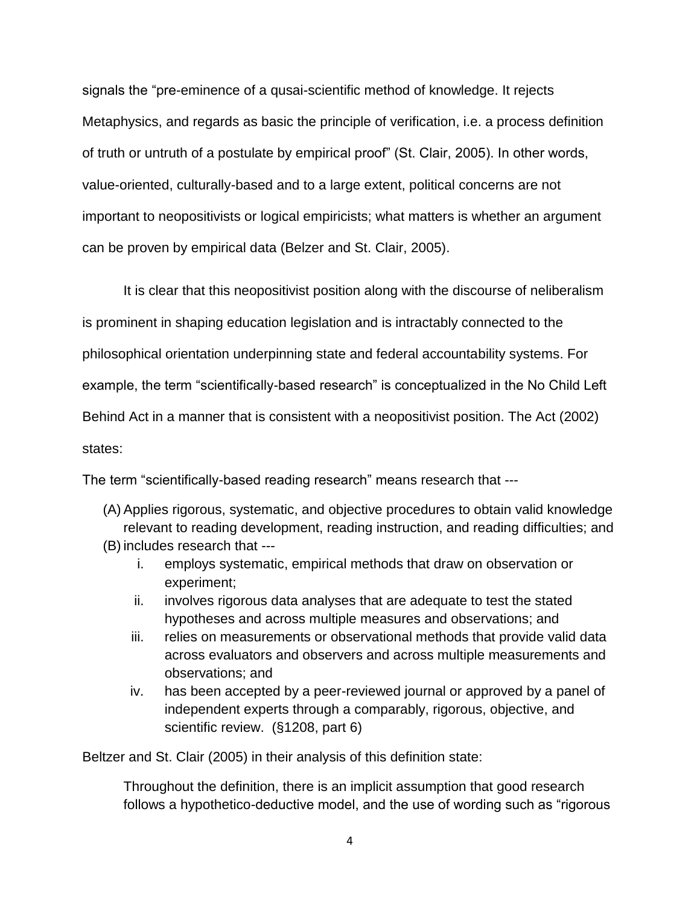signals the “pre-eminence of a qusai-scientific method of knowledge. It rejects Metaphysics, and regards as basic the principle of verification, i.e. a process definition of truth or untruth of a postulate by empirical proof” (St. Clair, 2005). In other words, value-oriented, culturally-based and to a large extent, political concerns are not important to neopositivists or logical empiricists; what matters is whether an argument can be proven by empirical data (Belzer and St. Clair, 2005).

It is clear that this neopositivist position along with the discourse of neliberalism is prominent in shaping education legislation and is intractably connected to the philosophical orientation underpinning state and federal accountability systems. For example, the term “scientifically-based research” is conceptualized in the No Child Left Behind Act in a manner that is consistent with a neopositivist position. The Act (2002) states:

The term “scientifically-based reading research” means research that ---

(A) Applies rigorous, systematic, and objective procedures to obtain valid knowledge relevant to reading development, reading instruction, and reading difficulties; and
(B) includes research that ---
   i. employs systematic, empirical methods that draw on observation or experiment;
   ii. involves rigorous data analyses that are adequate to test the stated hypotheses and across multiple measures and observations; and
   iii. relies on measurements or observational methods that provide valid data across evaluators and observers and across multiple measurements and observations; and
   iv. has been accepted by a peer-reviewed journal or approved by a panel of independent experts through a comparably, rigorous, objective, and scientific review. (§1208, part 6)

Beltzer and St. Clair (2005) in their analysis of this definition state:

> Throughout the definition, there is an implicit assumption that good research follows a hypothetico-deductive model, and the use of wording such as “rigorous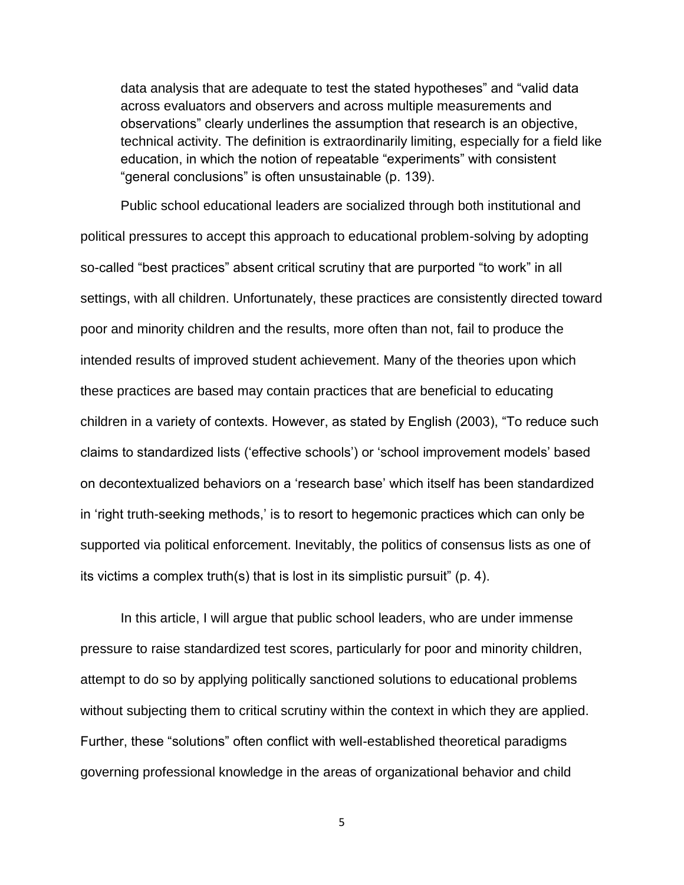> data analysis that are adequate to test the stated hypotheses" and "valid data across evaluators and observers and across multiple measurements and observations" clearly underlines the assumption that research is an objective, technical activity. The definition is extraordinarily limiting, especially for a field like education, in which the notion of repeatable "experiments" with consistent "general conclusions" is often unsustainable (p. 139).

Public school educational leaders are socialized through both institutional and political pressures to accept this approach to educational problem-solving by adopting so-called "best practices" absent critical scrutiny that are purported "to work" in all settings, with all children. Unfortunately, these practices are consistently directed toward poor and minority children and the results, more often than not, fail to produce the intended results of improved student achievement. Many of the theories upon which these practices are based may contain practices that are beneficial to educating children in a variety of contexts. However, as stated by English (2003), "To reduce such claims to standardized lists ('effective schools') or 'school improvement models' based on decontextualized behaviors on a 'research base' which itself has been standardized in 'right truth-seeking methods,' is to resort to hegemonic practices which can only be supported via political enforcement. Inevitably, the politics of consensus lists as one of its victims a complex truth(s) that is lost in its simplistic pursuit" (p. 4).

In this article, I will argue that public school leaders, who are under immense pressure to raise standardized test scores, particularly for poor and minority children, attempt to do so by applying politically sanctioned solutions to educational problems without subjecting them to critical scrutiny within the context in which they are applied. Further, these "solutions" often conflict with well-established theoretical paradigms governing professional knowledge in the areas of organizational behavior and child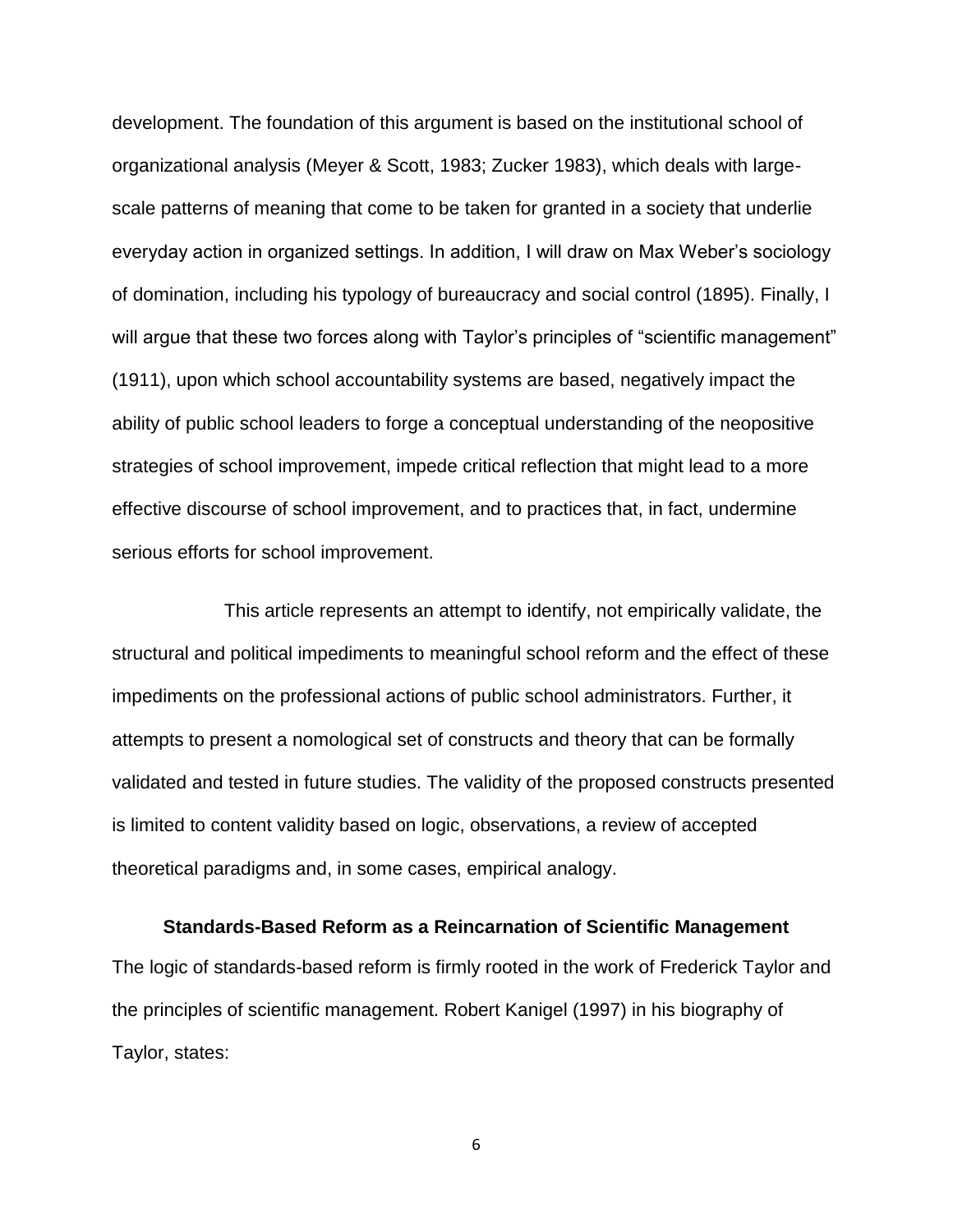development. The foundation of this argument is based on the institutional school of organizational analysis (Meyer & Scott, 1983; Zucker 1983), which deals with large-scale patterns of meaning that come to be taken for granted in a society that underlie everyday action in organized settings. In addition, I will draw on Max Weber's sociology of domination, including his typology of bureaucracy and social control (1895). Finally, I will argue that these two forces along with Taylor's principles of "scientific management" (1911), upon which school accountability systems are based, negatively impact the ability of public school leaders to forge a conceptual understanding of the neopositive strategies of school improvement, impede critical reflection that might lead to a more effective discourse of school improvement, and to practices that, in fact, undermine serious efforts for school improvement.

This article represents an attempt to identify, not empirically validate, the structural and political impediments to meaningful school reform and the effect of these impediments on the professional actions of public school administrators. Further, it attempts to present a nomological set of constructs and theory that can be formally validated and tested in future studies. The validity of the proposed constructs presented is limited to content validity based on logic, observations, a review of accepted theoretical paradigms and, in some cases, empirical analogy.

## Standards-Based Reform as a Reincarnation of Scientific Management

The logic of standards-based reform is firmly rooted in the work of Frederick Taylor and the principles of scientific management. Robert Kanigel (1997) in his biography of Taylor, states: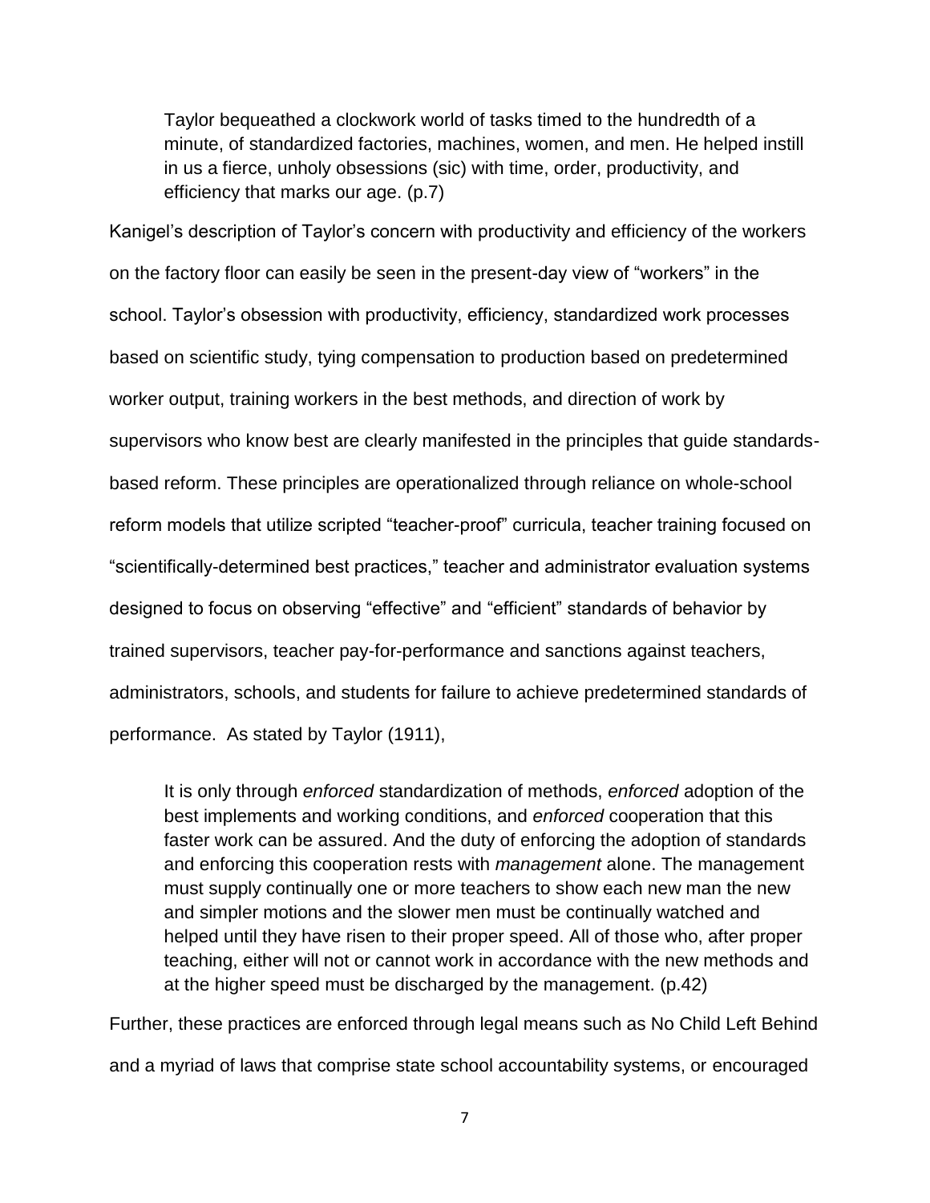> Taylor bequeathed a clockwork world of tasks timed to the hundredth of a minute, of standardized factories, machines, women, and men. He helped instill in us a fierce, unholy obsessions (sic) with time, order, productivity, and efficiency that marks our age. (p.7)

Kanigel's description of Taylor's concern with productivity and efficiency of the workers on the factory floor can easily be seen in the present-day view of "workers" in the school. Taylor's obsession with productivity, efficiency, standardized work processes based on scientific study, tying compensation to production based on predetermined worker output, training workers in the best methods, and direction of work by supervisors who know best are clearly manifested in the principles that guide standards-based reform. These principles are operationalized through reliance on whole-school reform models that utilize scripted "teacher-proof" curricula, teacher training focused on "scientifically-determined best practices," teacher and administrator evaluation systems designed to focus on observing "effective" and "efficient" standards of behavior by trained supervisors, teacher pay-for-performance and sanctions against teachers, administrators, schools, and students for failure to achieve predetermined standards of performance. As stated by Taylor (1911),

> It is only through *enforced* standardization of methods, *enforced* adoption of the best implements and working conditions, and *enforced* cooperation that this faster work can be assured. And the duty of enforcing the adoption of standards and enforcing this cooperation rests with *management* alone. The management must supply continually one or more teachers to show each new man the new and simpler motions and the slower men must be continually watched and helped until they have risen to their proper speed. All of those who, after proper teaching, either will not or cannot work in accordance with the new methods and at the higher speed must be discharged by the management. (p.42)

Further, these practices are enforced through legal means such as No Child Left Behind and a myriad of laws that comprise state school accountability systems, or encouraged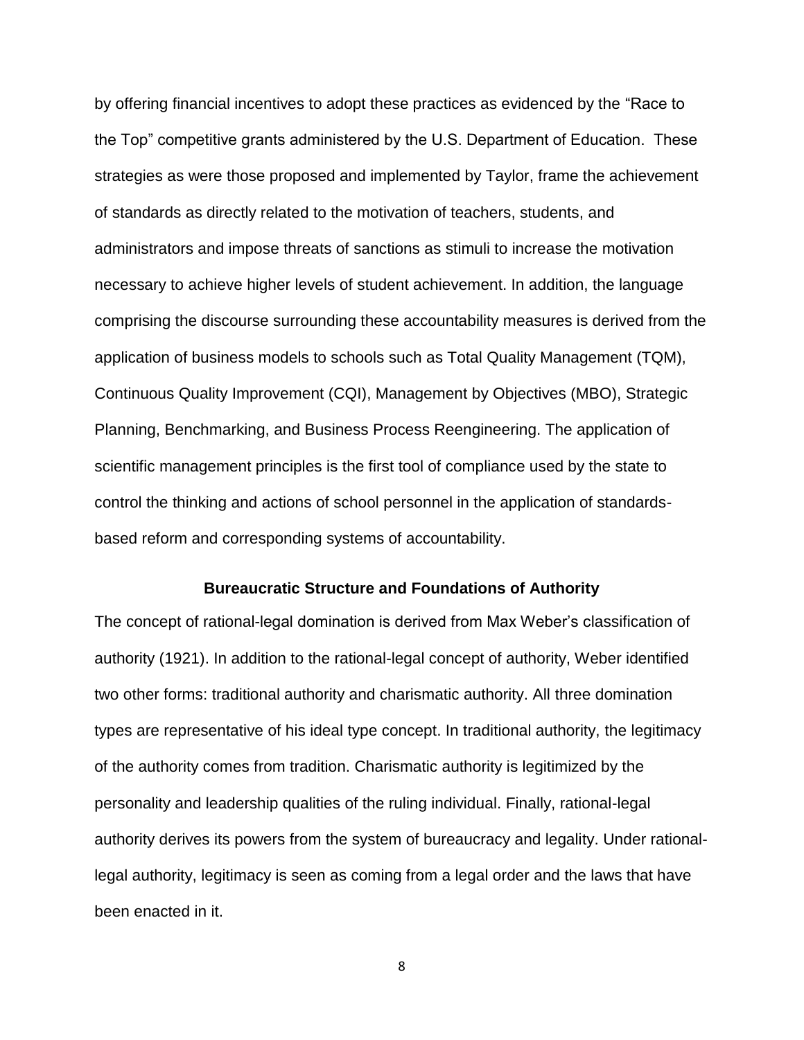by offering financial incentives to adopt these practices as evidenced by the "Race to the Top" competitive grants administered by the U.S. Department of Education. These strategies as were those proposed and implemented by Taylor, frame the achievement of standards as directly related to the motivation of teachers, students, and administrators and impose threats of sanctions as stimuli to increase the motivation necessary to achieve higher levels of student achievement. In addition, the language comprising the discourse surrounding these accountability measures is derived from the application of business models to schools such as Total Quality Management (TQM), Continuous Quality Improvement (CQI), Management by Objectives (MBO), Strategic Planning, Benchmarking, and Business Process Reengineering. The application of scientific management principles is the first tool of compliance used by the state to control the thinking and actions of school personnel in the application of standards-based reform and corresponding systems of accountability.

## Bureaucratic Structure and Foundations of Authority

The concept of rational-legal domination is derived from Max Weber's classification of authority (1921). In addition to the rational-legal concept of authority, Weber identified two other forms: traditional authority and charismatic authority. All three domination types are representative of his ideal type concept. In traditional authority, the legitimacy of the authority comes from tradition. Charismatic authority is legitimized by the personality and leadership qualities of the ruling individual. Finally, rational-legal authority derives its powers from the system of bureaucracy and legality. Under rational-legal authority, legitimacy is seen as coming from a legal order and the laws that have been enacted in it.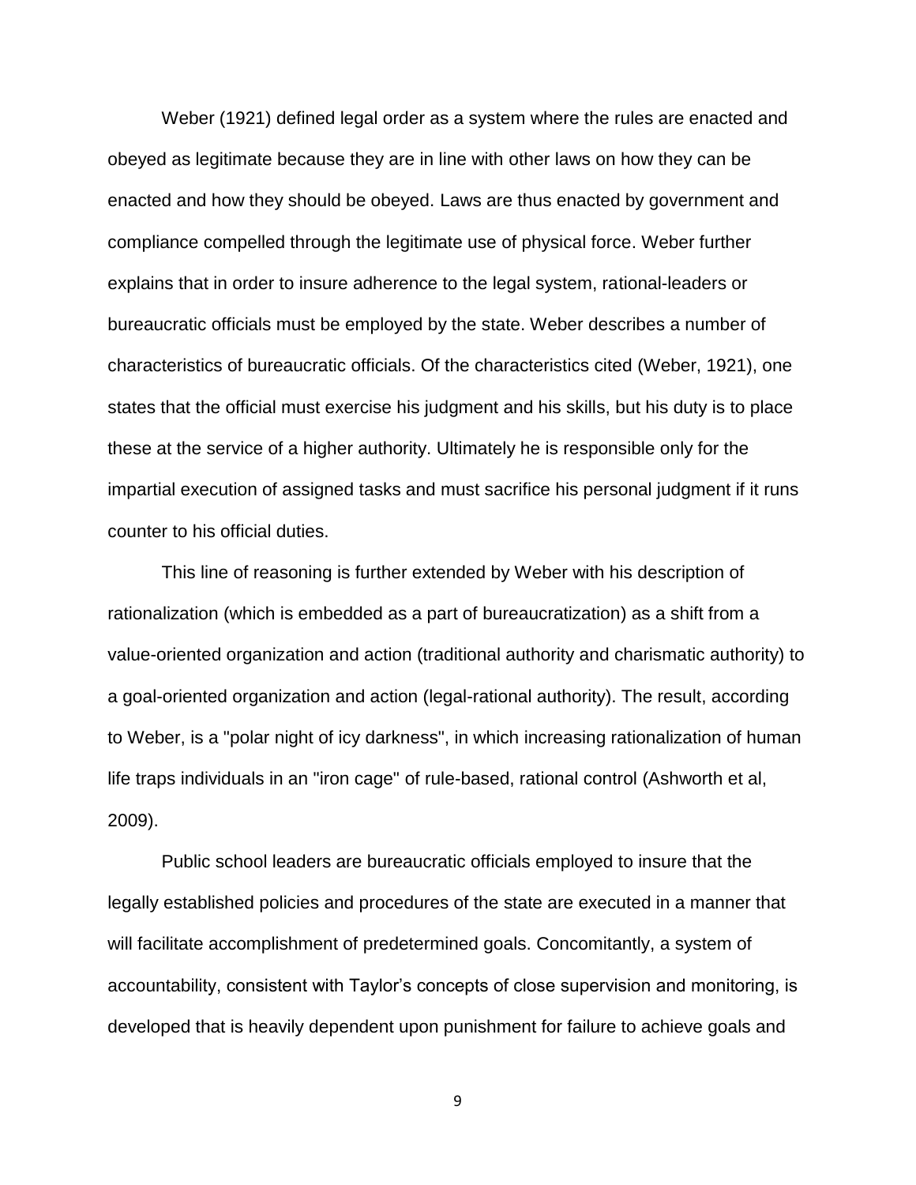Weber (1921) defined legal order as a system where the rules are enacted and obeyed as legitimate because they are in line with other laws on how they can be enacted and how they should be obeyed. Laws are thus enacted by government and compliance compelled through the legitimate use of physical force. Weber further explains that in order to insure adherence to the legal system, rational-leaders or bureaucratic officials must be employed by the state. Weber describes a number of characteristics of bureaucratic officials. Of the characteristics cited (Weber, 1921), one states that the official must exercise his judgment and his skills, but his duty is to place these at the service of a higher authority. Ultimately he is responsible only for the impartial execution of assigned tasks and must sacrifice his personal judgment if it runs counter to his official duties.

This line of reasoning is further extended by Weber with his description of rationalization (which is embedded as a part of bureaucratization) as a shift from a value-oriented organization and action (traditional authority and charismatic authority) to a goal-oriented organization and action (legal-rational authority). The result, according to Weber, is a "polar night of icy darkness", in which increasing rationalization of human life traps individuals in an "iron cage" of rule-based, rational control (Ashworth et al, 2009).

Public school leaders are bureaucratic officials employed to insure that the legally established policies and procedures of the state are executed in a manner that will facilitate accomplishment of predetermined goals. Concomitantly, a system of accountability, consistent with Taylor's concepts of close supervision and monitoring, is developed that is heavily dependent upon punishment for failure to achieve goals and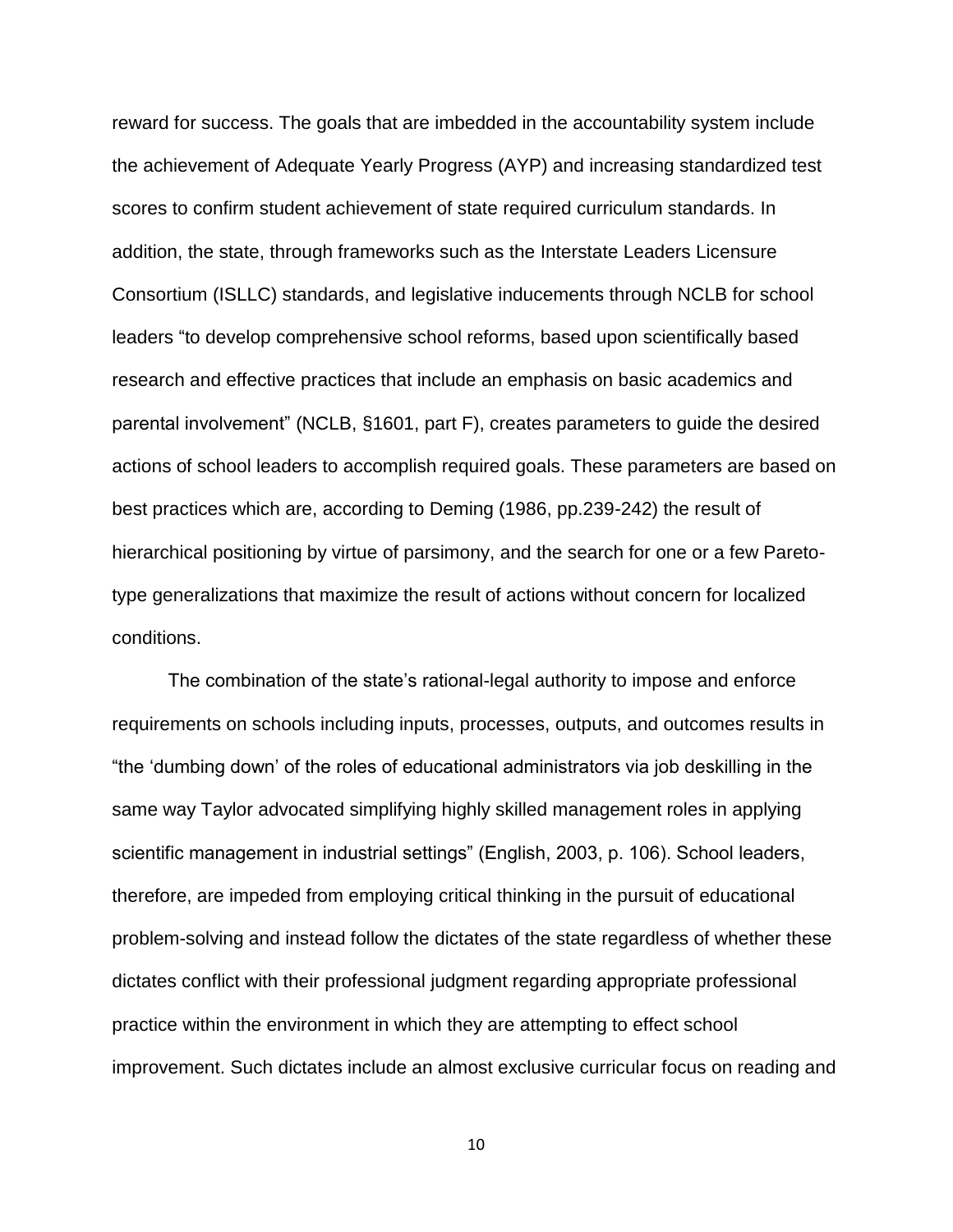reward for success. The goals that are imbedded in the accountability system include the achievement of Adequate Yearly Progress (AYP) and increasing standardized test scores to confirm student achievement of state required curriculum standards. In addition, the state, through frameworks such as the Interstate Leaders Licensure Consortium (ISLLC) standards, and legislative inducements through NCLB for school leaders "to develop comprehensive school reforms, based upon scientifically based research and effective practices that include an emphasis on basic academics and parental involvement" (NCLB, §1601, part F), creates parameters to guide the desired actions of school leaders to accomplish required goals. These parameters are based on best practices which are, according to Deming (1986, pp.239-242) the result of hierarchical positioning by virtue of parsimony, and the search for one or a few Pareto-type generalizations that maximize the result of actions without concern for localized conditions.

The combination of the state's rational-legal authority to impose and enforce requirements on schools including inputs, processes, outputs, and outcomes results in "the 'dumbing down' of the roles of educational administrators via job deskilling in the same way Taylor advocated simplifying highly skilled management roles in applying scientific management in industrial settings" (English, 2003, p. 106). School leaders, therefore, are impeded from employing critical thinking in the pursuit of educational problem-solving and instead follow the dictates of the state regardless of whether these dictates conflict with their professional judgment regarding appropriate professional practice within the environment in which they are attempting to effect school improvement. Such dictates include an almost exclusive curricular focus on reading and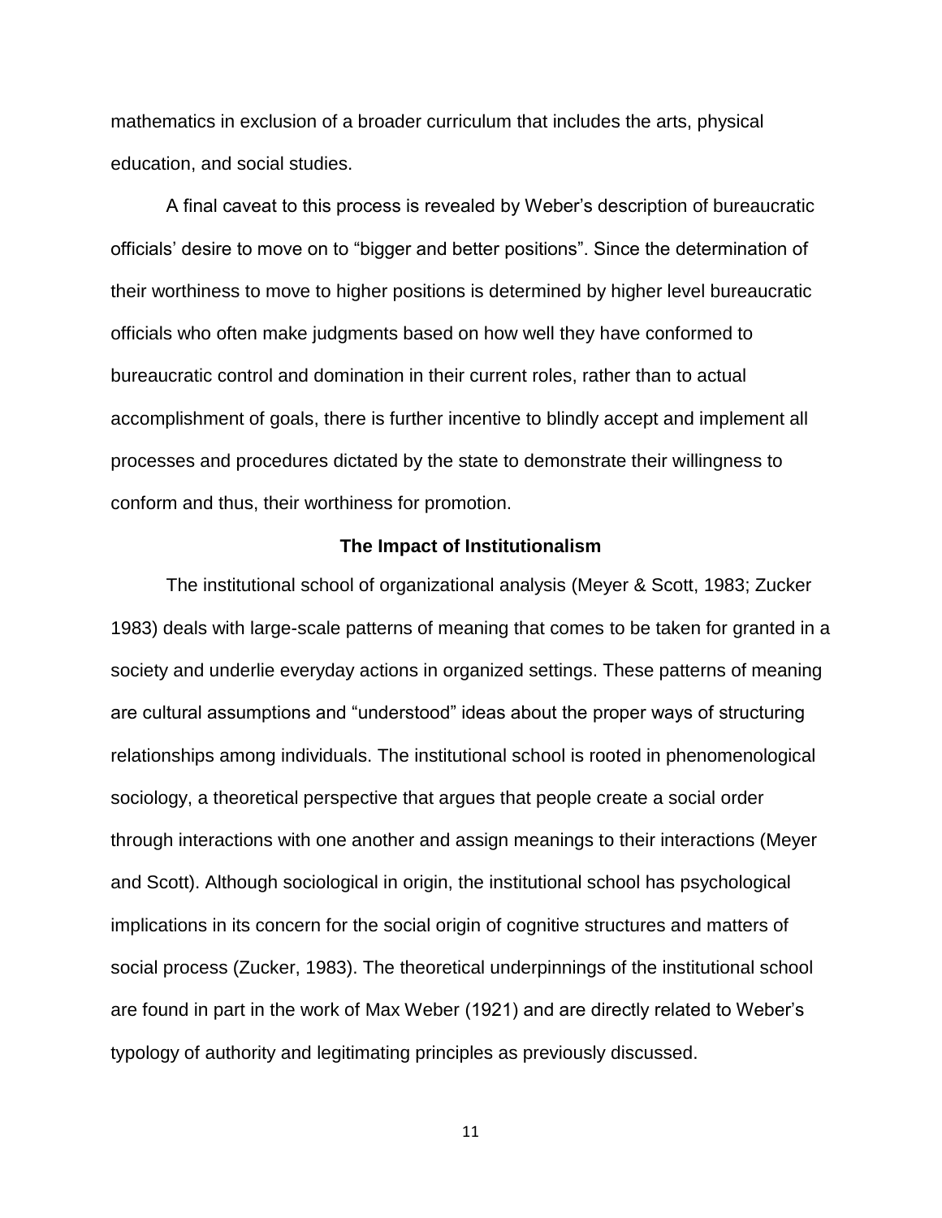mathematics in exclusion of a broader curriculum that includes the arts, physical education, and social studies.

A final caveat to this process is revealed by Weber's description of bureaucratic officials' desire to move on to "bigger and better positions". Since the determination of their worthiness to move to higher positions is determined by higher level bureaucratic officials who often make judgments based on how well they have conformed to bureaucratic control and domination in their current roles, rather than to actual accomplishment of goals, there is further incentive to blindly accept and implement all processes and procedures dictated by the state to demonstrate their willingness to conform and thus, their worthiness for promotion.

## The Impact of Institutionalism

The institutional school of organizational analysis (Meyer & Scott, 1983; Zucker 1983) deals with large-scale patterns of meaning that comes to be taken for granted in a society and underlie everyday actions in organized settings. These patterns of meaning are cultural assumptions and "understood" ideas about the proper ways of structuring relationships among individuals. The institutional school is rooted in phenomenological sociology, a theoretical perspective that argues that people create a social order through interactions with one another and assign meanings to their interactions (Meyer and Scott). Although sociological in origin, the institutional school has psychological implications in its concern for the social origin of cognitive structures and matters of social process (Zucker, 1983). The theoretical underpinnings of the institutional school are found in part in the work of Max Weber (1921) and are directly related to Weber's typology of authority and legitimating principles as previously discussed.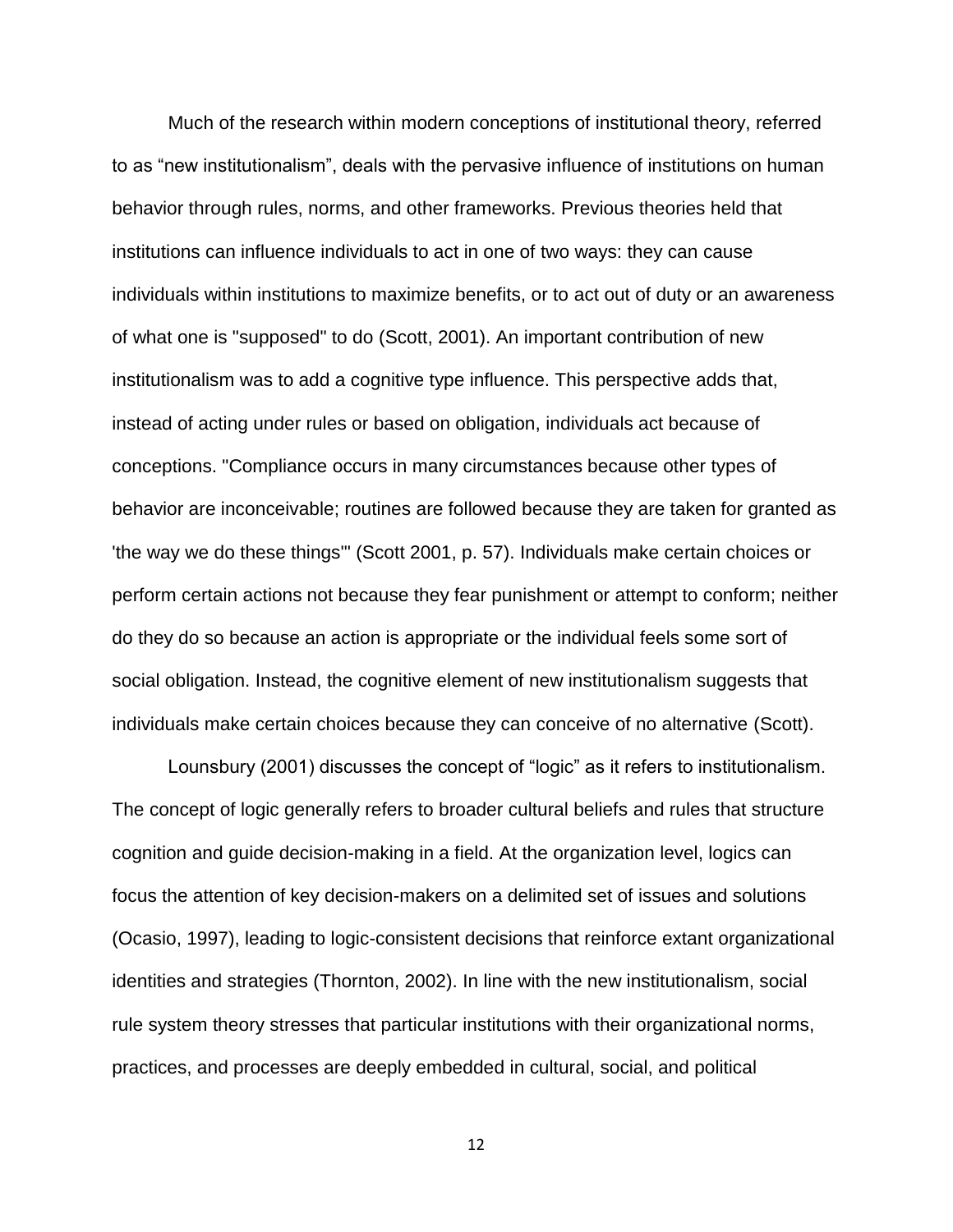Much of the research within modern conceptions of institutional theory, referred to as “new institutionalism”, deals with the pervasive influence of institutions on human behavior through rules, norms, and other frameworks. Previous theories held that institutions can influence individuals to act in one of two ways: they can cause individuals within institutions to maximize benefits, or to act out of duty or an awareness of what one is "supposed" to do (Scott, 2001). An important contribution of new institutionalism was to add a cognitive type influence. This perspective adds that, instead of acting under rules or based on obligation, individuals act because of conceptions. "Compliance occurs in many circumstances because other types of behavior are inconceivable; routines are followed because they are taken for granted as 'the way we do these things'" (Scott 2001, p. 57). Individuals make certain choices or perform certain actions not because they fear punishment or attempt to conform; neither do they do so because an action is appropriate or the individual feels some sort of social obligation. Instead, the cognitive element of new institutionalism suggests that individuals make certain choices because they can conceive of no alternative (Scott).

Lounsbury (2001) discusses the concept of “logic” as it refers to institutionalism. The concept of logic generally refers to broader cultural beliefs and rules that structure cognition and guide decision-making in a field. At the organization level, logics can focus the attention of key decision-makers on a delimited set of issues and solutions (Ocasio, 1997), leading to logic-consistent decisions that reinforce extant organizational identities and strategies (Thornton, 2002). In line with the new institutionalism, social rule system theory stresses that particular institutions with their organizational norms, practices, and processes are deeply embedded in cultural, social, and political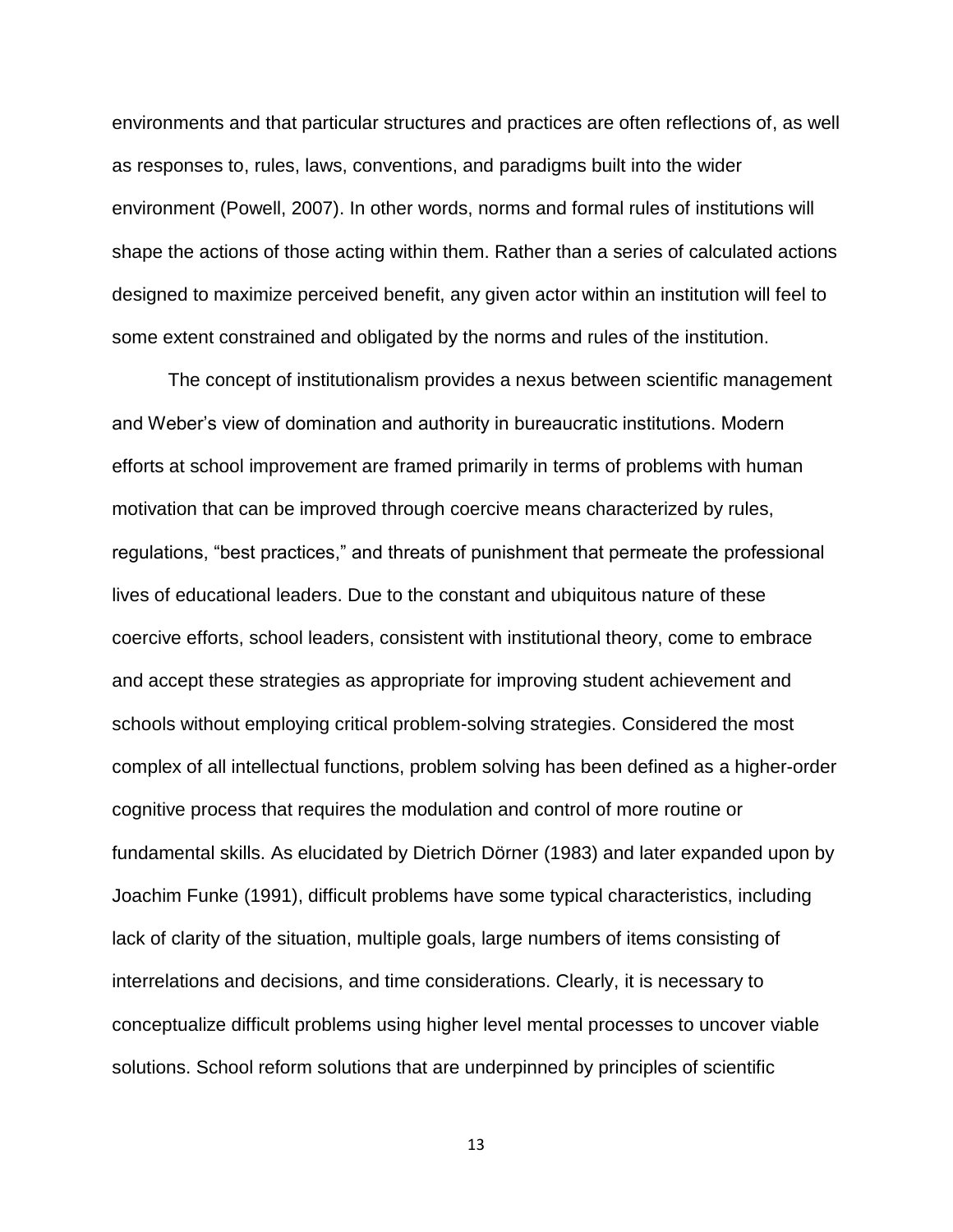environments and that particular structures and practices are often reflections of, as well as responses to, rules, laws, conventions, and paradigms built into the wider environment (Powell, 2007). In other words, norms and formal rules of institutions will shape the actions of those acting within them. Rather than a series of calculated actions designed to maximize perceived benefit, any given actor within an institution will feel to some extent constrained and obligated by the norms and rules of the institution.

The concept of institutionalism provides a nexus between scientific management and Weber's view of domination and authority in bureaucratic institutions. Modern efforts at school improvement are framed primarily in terms of problems with human motivation that can be improved through coercive means characterized by rules, regulations, "best practices," and threats of punishment that permeate the professional lives of educational leaders. Due to the constant and ubiquitous nature of these coercive efforts, school leaders, consistent with institutional theory, come to embrace and accept these strategies as appropriate for improving student achievement and schools without employing critical problem-solving strategies. Considered the most complex of all intellectual functions, problem solving has been defined as a higher-order cognitive process that requires the modulation and control of more routine or fundamental skills. As elucidated by Dietrich Dörner (1983) and later expanded upon by Joachim Funke (1991), difficult problems have some typical characteristics, including lack of clarity of the situation, multiple goals, large numbers of items consisting of interrelations and decisions, and time considerations. Clearly, it is necessary to conceptualize difficult problems using higher level mental processes to uncover viable solutions. School reform solutions that are underpinned by principles of scientific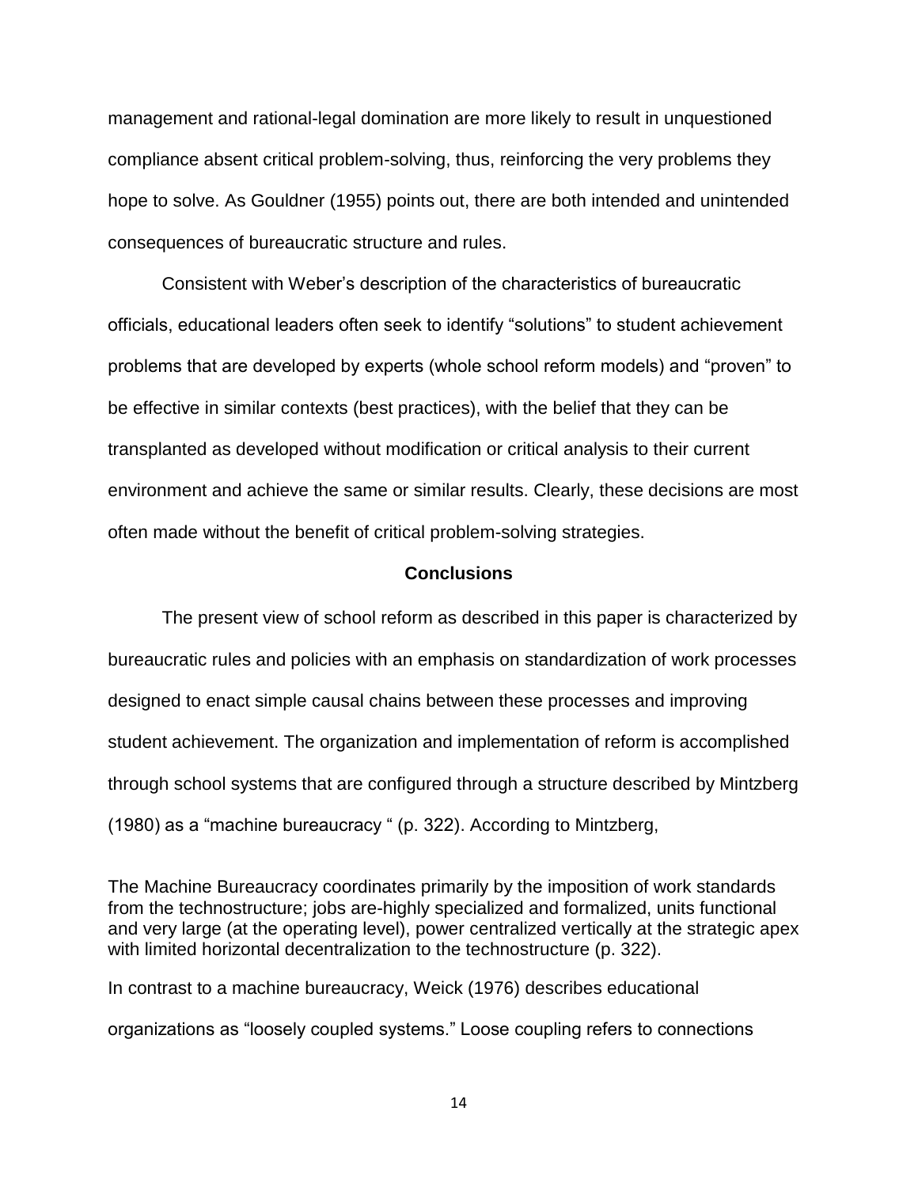management and rational-legal domination are more likely to result in unquestioned compliance absent critical problem-solving, thus, reinforcing the very problems they hope to solve. As Gouldner (1955) points out, there are both intended and unintended consequences of bureaucratic structure and rules.

Consistent with Weber's description of the characteristics of bureaucratic officials, educational leaders often seek to identify "solutions" to student achievement problems that are developed by experts (whole school reform models) and "proven" to be effective in similar contexts (best practices), with the belief that they can be transplanted as developed without modification or critical analysis to their current environment and achieve the same or similar results. Clearly, these decisions are most often made without the benefit of critical problem-solving strategies.

## Conclusions

The present view of school reform as described in this paper is characterized by bureaucratic rules and policies with an emphasis on standardization of work processes designed to enact simple causal chains between these processes and improving student achievement. The organization and implementation of reform is accomplished through school systems that are configured through a structure described by Mintzberg (1980) as a "machine bureaucracy " (p. 322). According to Mintzberg,

> The Machine Bureaucracy coordinates primarily by the imposition of work standards from the technostructure; jobs are-highly specialized and formalized, units functional and very large (at the operating level), power centralized vertically at the strategic apex with limited horizontal decentralization to the technostructure (p. 322).

In contrast to a machine bureaucracy, Weick (1976) describes educational organizations as "loosely coupled systems." Loose coupling refers to connections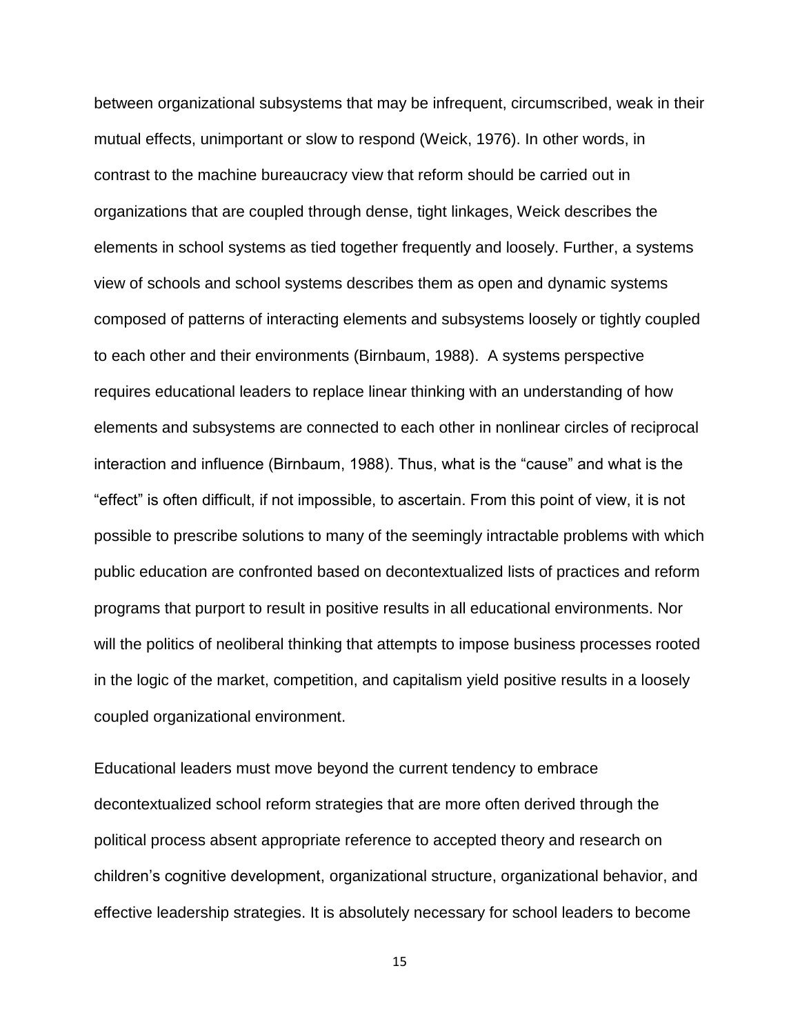between organizational subsystems that may be infrequent, circumscribed, weak in their mutual effects, unimportant or slow to respond (Weick, 1976). In other words, in contrast to the machine bureaucracy view that reform should be carried out in organizations that are coupled through dense, tight linkages, Weick describes the elements in school systems as tied together frequently and loosely. Further, a systems view of schools and school systems describes them as open and dynamic systems composed of patterns of interacting elements and subsystems loosely or tightly coupled to each other and their environments (Birnbaum, 1988). A systems perspective requires educational leaders to replace linear thinking with an understanding of how elements and subsystems are connected to each other in nonlinear circles of reciprocal interaction and influence (Birnbaum, 1988). Thus, what is the "cause" and what is the "effect" is often difficult, if not impossible, to ascertain. From this point of view, it is not possible to prescribe solutions to many of the seemingly intractable problems with which public education are confronted based on decontextualized lists of practices and reform programs that purport to result in positive results in all educational environments. Nor will the politics of neoliberal thinking that attempts to impose business processes rooted in the logic of the market, competition, and capitalism yield positive results in a loosely coupled organizational environment.

Educational leaders must move beyond the current tendency to embrace decontextualized school reform strategies that are more often derived through the political process absent appropriate reference to accepted theory and research on children's cognitive development, organizational structure, organizational behavior, and effective leadership strategies. It is absolutely necessary for school leaders to become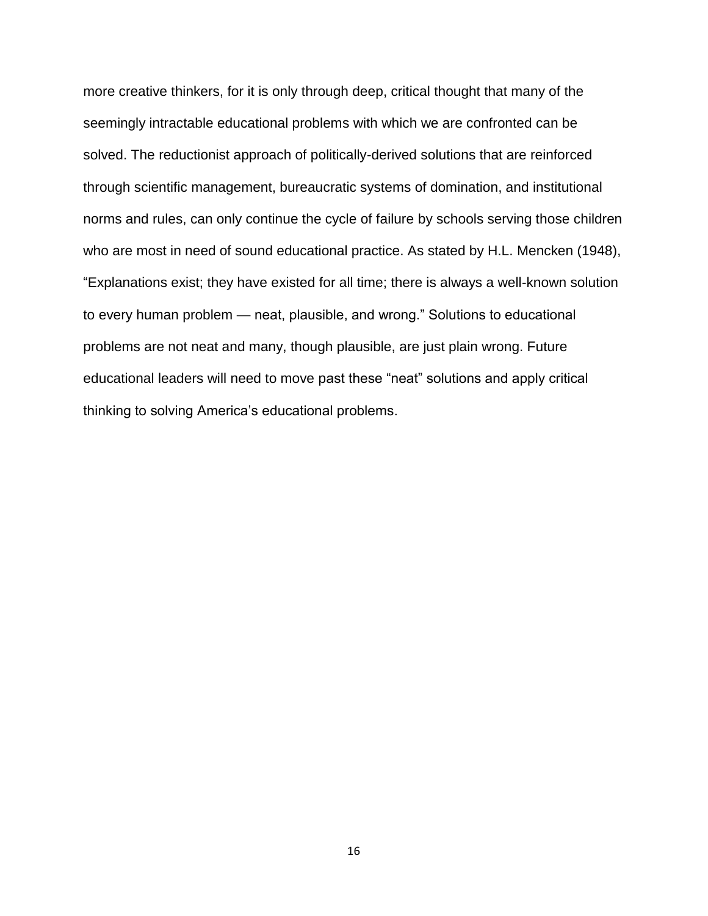more creative thinkers, for it is only through deep, critical thought that many of the seemingly intractable educational problems with which we are confronted can be solved. The reductionist approach of politically-derived solutions that are reinforced through scientific management, bureaucratic systems of domination, and institutional norms and rules, can only continue the cycle of failure by schools serving those children who are most in need of sound educational practice. As stated by H.L. Mencken (1948), "Explanations exist; they have existed for all time; there is always a well-known solution to every human problem — neat, plausible, and wrong." Solutions to educational problems are not neat and many, though plausible, are just plain wrong. Future educational leaders will need to move past these "neat" solutions and apply critical thinking to solving America's educational problems.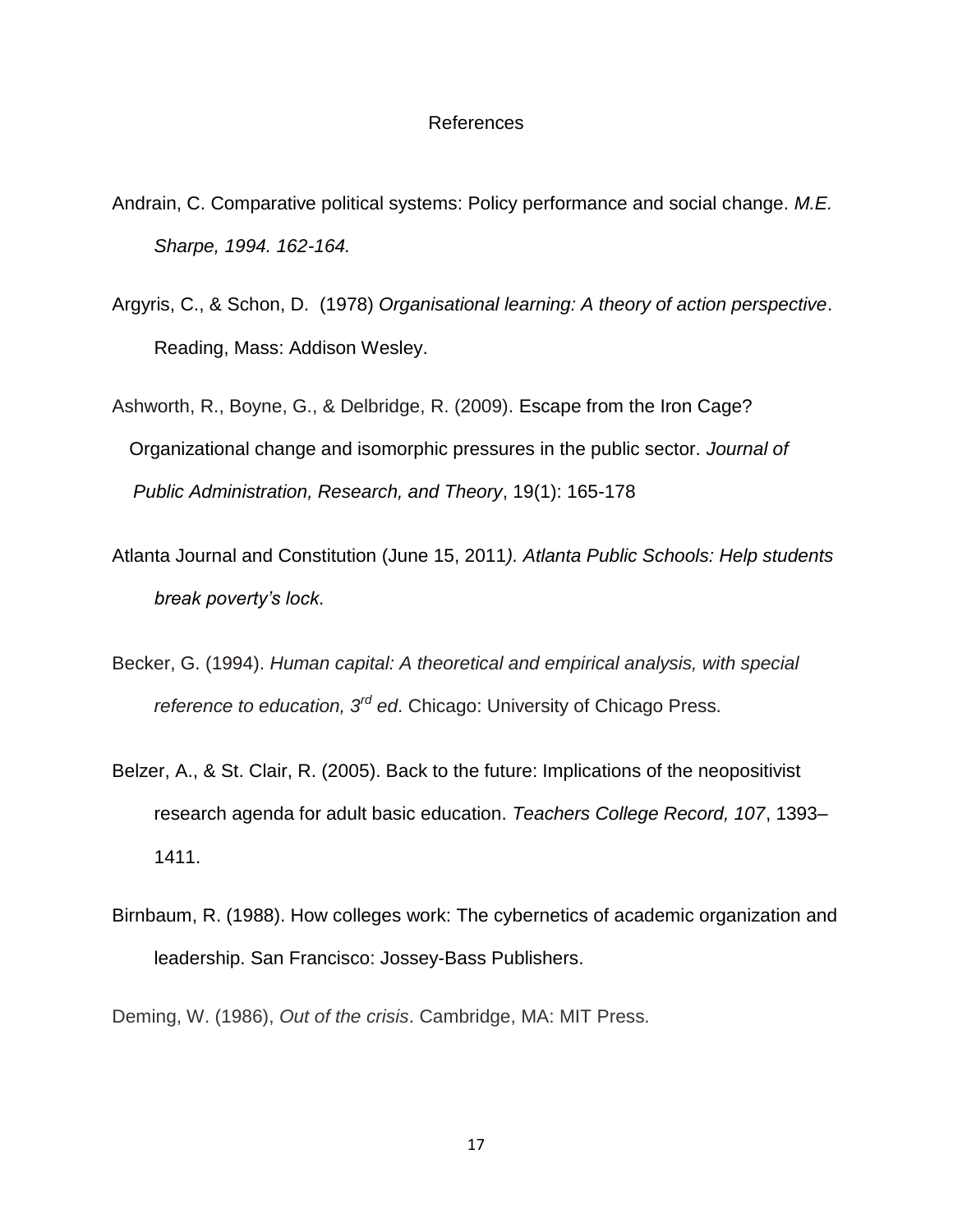# References

Andrain, C. Comparative political systems: Policy performance and social change. *M.E. Sharpe, 1994. 162-164.*

Argyris, C., & Schon, D. (1978) *Organisational learning: A theory of action perspective*. Reading, Mass: Addison Wesley.

Ashworth, R., Boyne, G., & Delbridge, R. (2009). Escape from the Iron Cage? Organizational change and isomorphic pressures in the public sector. *Journal of Public Administration, Research, and Theory*, 19(1): 165-178

Atlanta Journal and Constitution (June 15, 2011*). Atlanta Public Schools: Help students break poverty's lock.*

Becker, G. (1994). *Human capital: A theoretical and empirical analysis, with special reference to education, 3rd ed*. Chicago: University of Chicago Press.

Belzer, A., & St. Clair, R. (2005). Back to the future: Implications of the neopositivist research agenda for adult basic education. *Teachers College Record, 107*, 1393–1411.

Birnbaum, R. (1988). How colleges work: The cybernetics of academic organization and leadership. San Francisco: Jossey-Bass Publishers.

Deming, W. (1986), *Out of the crisis*. Cambridge, MA: MIT Press.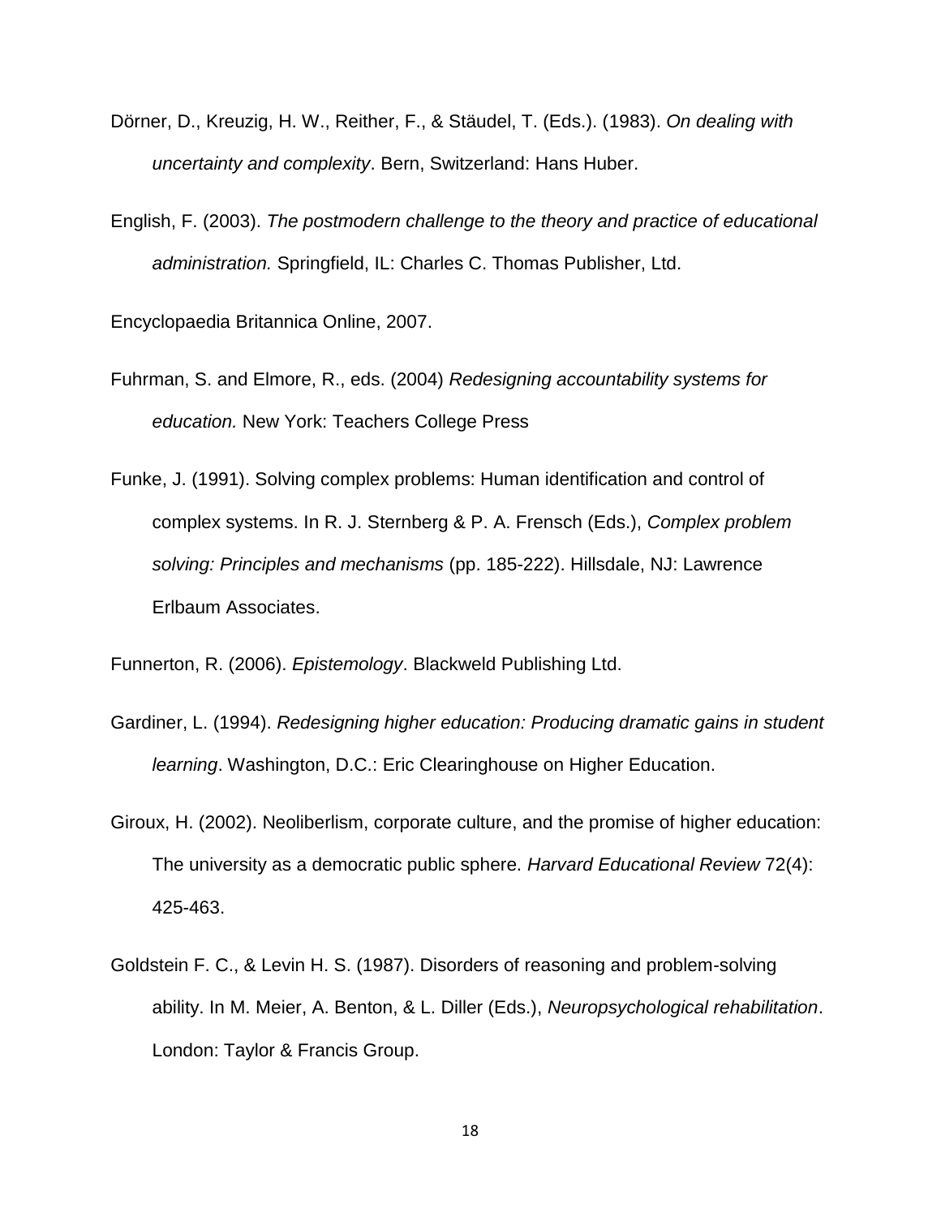Dörner, D., Kreuzig, H. W., Reither, F., & Stäudel, T. (Eds.). (1983). *On dealing with uncertainty and complexity*. Bern, Switzerland: Hans Huber.

English, F. (2003). *The postmodern challenge to the theory and practice of educational administration.* Springfield, IL: Charles C. Thomas Publisher, Ltd.

Encyclopaedia Britannica Online, 2007.

Fuhrman, S. and Elmore, R., eds. (2004) *Redesigning accountability systems for education.* New York: Teachers College Press

Funke, J. (1991). Solving complex problems: Human identification and control of complex systems. In R. J. Sternberg & P. A. Frensch (Eds.), *Complex problem solving: Principles and mechanisms* (pp. 185-222). Hillsdale, NJ: Lawrence Erlbaum Associates.

Funnerton, R. (2006). *Epistemology*. Blackweld Publishing Ltd.

Gardiner, L. (1994). *Redesigning higher education: Producing dramatic gains in student learning*. Washington, D.C.: Eric Clearinghouse on Higher Education.

Giroux, H. (2002). Neoliberlism, corporate culture, and the promise of higher education: The university as a democratic public sphere. *Harvard Educational Review* 72(4): 425-463.

Goldstein F. C., & Levin H. S. (1987). Disorders of reasoning and problem-solving ability. In M. Meier, A. Benton, & L. Diller (Eds.), *Neuropsychological rehabilitation*. London: Taylor & Francis Group.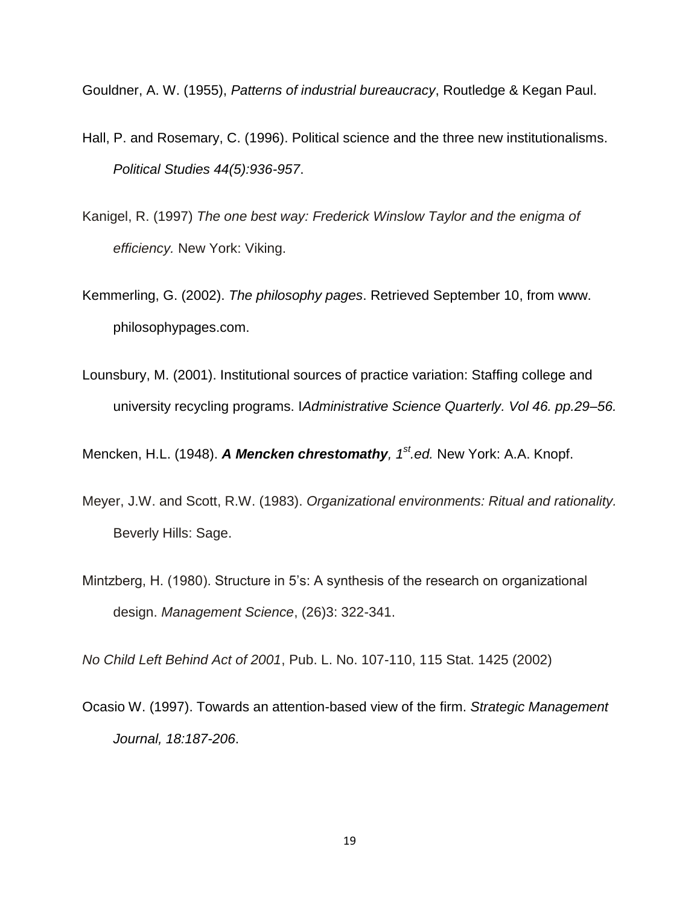Gouldner, A. W. (1955), *Patterns of industrial bureaucracy*, Routledge & Kegan Paul.

Hall, P. and Rosemary, C. (1996). Political science and the three new institutionalisms. *Political Studies 44(5):936-957*.

Kanigel, R. (1997) *The one best way: Frederick Winslow Taylor and the enigma of efficiency.* New York: Viking.

Kemmerling, G. (2002). *The philosophy pages*. Retrieved September 10, from www. philosophypages.com.

Lounsbury, M. (2001). Institutional sources of practice variation: Staffing college and university recycling programs. I*Administrative Science Quarterly. Vol 46. pp.29–56.*

Mencken, H.L. (1948). ***A Mencken chrestomathy**, 1st.ed.* New York: A.A. Knopf.

Meyer, J.W. and Scott, R.W. (1983). *Organizational environments: Ritual and rationality.* Beverly Hills: Sage.

Mintzberg, H. (1980). Structure in 5's: A synthesis of the research on organizational design. *Management Science*, (26)3: 322-341.

*No Child Left Behind Act of 2001*, Pub. L. No. 107-110, 115 Stat. 1425 (2002)

Ocasio W. (1997). Towards an attention-based view of the firm. *Strategic Management Journal, 18:187-206*.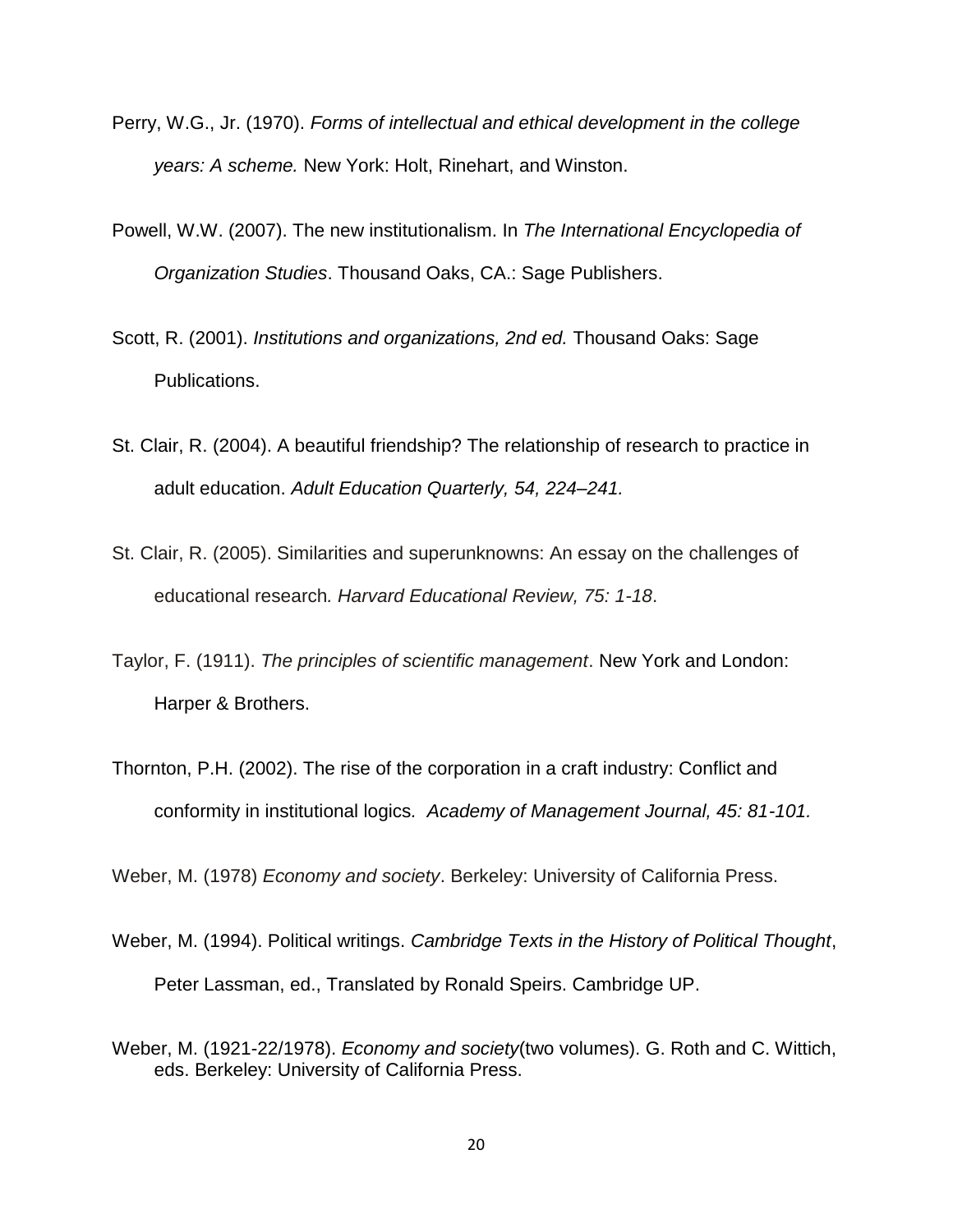Perry, W.G., Jr. (1970). *Forms of intellectual and ethical development in the college years: A scheme.* New York: Holt, Rinehart, and Winston.

Powell, W.W. (2007). The new institutionalism. In *The International Encyclopedia of Organization Studies*. Thousand Oaks, CA.: Sage Publishers.

Scott, R. (2001). *Institutions and organizations, 2nd ed.* Thousand Oaks: Sage Publications.

St. Clair, R. (2004). A beautiful friendship? The relationship of research to practice in adult education. *Adult Education Quarterly, 54, 224–241.*

St. Clair, R. (2005). Similarities and superunknowns: An essay on the challenges of educational research. *Harvard Educational Review, 75: 1-18*.

Taylor, F. (1911). *The principles of scientific management*. New York and London: Harper & Brothers.

Thornton, P.H. (2002). The rise of the corporation in a craft industry: Conflict and conformity in institutional logics. *Academy of Management Journal, 45: 81-101.*

Weber, M. (1978) *Economy and society*. Berkeley: University of California Press.

Weber, M. (1994). Political writings. *Cambridge Texts in the History of Political Thought*, Peter Lassman, ed., Translated by Ronald Speirs. Cambridge UP.

Weber, M. (1921-22/1978). *Economy and society*(two volumes). G. Roth and C. Wittich, eds. Berkeley: University of California Press.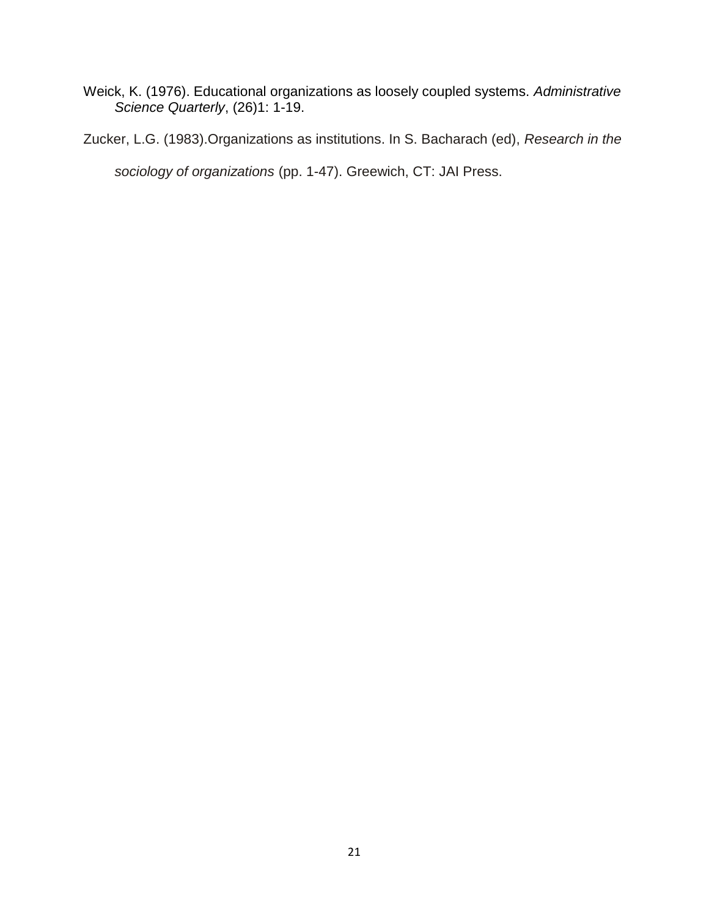Weick, K. (1976). Educational organizations as loosely coupled systems. *Administrative Science Quarterly*, (26)1: 1-19.

Zucker, L.G. (1983).Organizations as institutions. In S. Bacharach (ed), *Research in the sociology of organizations* (pp. 1-47). Greewich, CT: JAI Press.